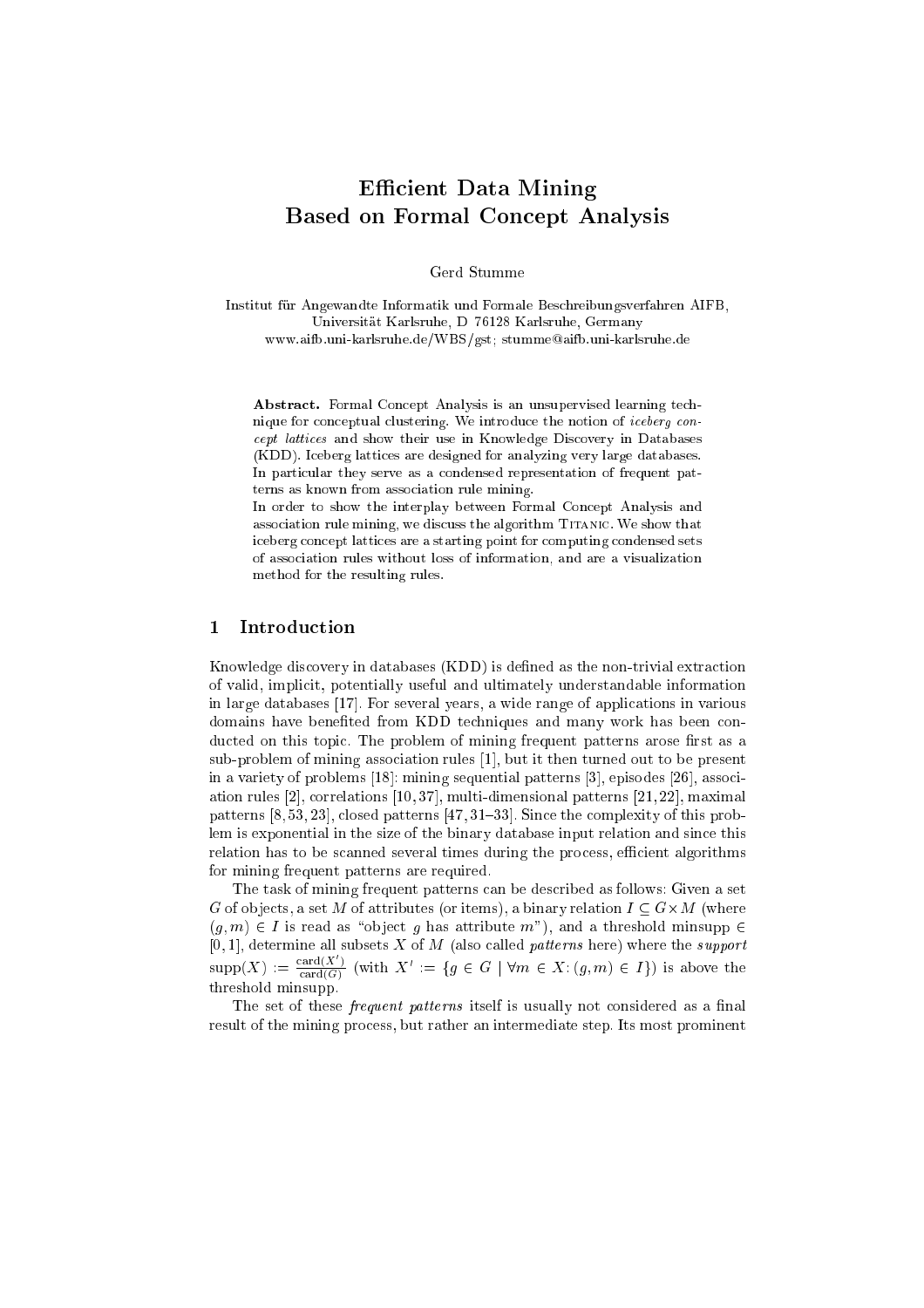# Efficient Data Mining Based on Formal Concept Analysis

Gerd Stumme

Institut für Angewandte Informatik und Formale Beschreibungsverfahren AIFB,
Universität Karlsruhe, D 76128 Karlsruhe, Germany
www.aifb.uni-karlsruhe.de/WBS/gst; stumme@aifb.uni-karlsruhe.de

**Abstract.** Formal Concept Analysis is an unsupervised learning technique for conceptual clustering. We introduce the notion of *iceberg concept lattices* and show their use in Knowledge Discovery in Databases (KDD). Iceberg lattices are designed for analyzing very large databases. In particular they serve as a condensed representation of frequent patterns as known from association rule mining.

In order to show the interplay between Formal Concept Analysis and association rule mining, we discuss the algorithm TITANIC. We show that iceberg concept lattices are a starting point for computing condensed sets of association rules without loss of information, and are a visualization method for the resulting rules.

## 1 Introduction

Knowledge discovery in databases (KDD) is defined as the non-trivial extraction of valid, implicit, potentially useful and ultimately understandable information in large databases [17]. For several years, a wide range of applications in various domains have benefited from KDD techniques and many work has been conducted on this topic. The problem of mining frequent patterns arose first as a sub-problem of mining association rules [1], but it then turned out to be present in a variety of problems [18]: mining sequential patterns [3], episodes [26], association rules [2], correlations [10, 37], multi-dimensional patterns [21, 22], maximal patterns [8, 53, 23], closed patterns [47, 31–33]. Since the complexity of this problem is exponential in the size of the binary database input relation and since this relation has to be scanned several times during the process, efficient algorithms for mining frequent patterns are required.

The task of mining frequent patterns can be described as follows: Given a set $G$ of objects, a set $M$ of attributes (or items), a binary relation $I \subseteq G \times M$ (where $(g, m) \in I$ is read as "object $g$ has attribute $m$"), and a threshold minsupp $\in [0, 1]$, determine all subsets $X$ of $M$ (also called *patterns* here) where the *support* $\text{supp}(X) := \frac{\text{card}(X')}{\text{card}(G)}$ (with $X' := \{g \in G \mid \forall m \in X\colon (g, m) \in I\}$) is above the threshold minsupp.

The set of these *frequent patterns* itself is usually not considered as a final result of the mining process, but rather an intermediate step. Its most prominent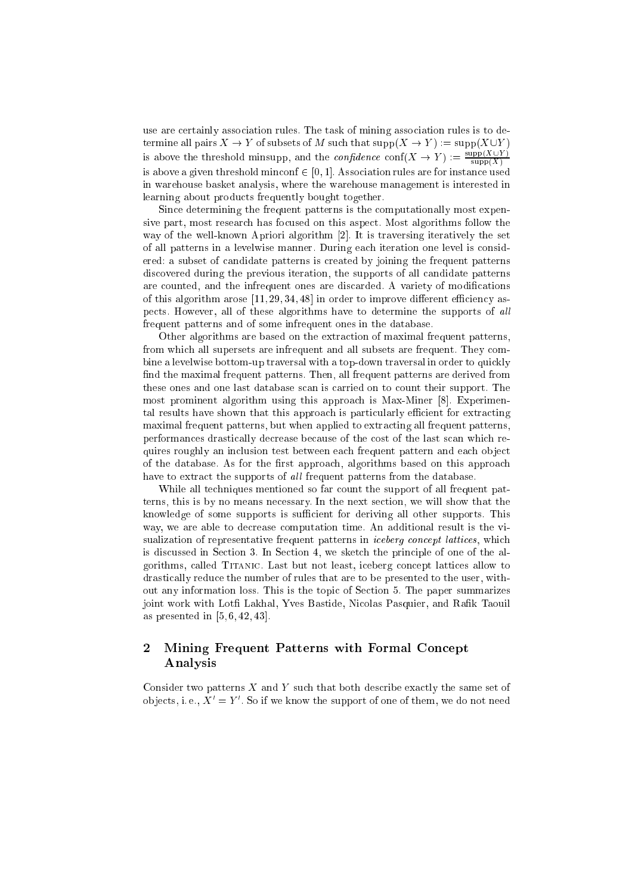use are certainly association rules. The task of mining association rules is to determine all pairs $X \rightarrow Y$ of subsets of $M$ such that $\text{supp}(X \rightarrow Y) := \text{supp}(X \cup Y)$ is above the threshold minsupp, and the *confidence* $\text{conf}(X \rightarrow Y) := \frac{\text{supp}(X \cup Y)}{\text{supp}(X)}$ is above a given threshold minconf $\in [0, 1]$. Association rules are for instance used in warehouse basket analysis, where the warehouse management is interested in learning about products frequently bought together.

Since determining the frequent patterns is the computationally most expensive part, most research has focused on this aspect. Most algorithms follow the way of the well-known Apriori algorithm [2]. It is traversing iteratively the set of all patterns in a levelwise manner. During each iteration one level is considered: a subset of candidate patterns is created by joining the frequent patterns discovered during the previous iteration, the supports of all candidate patterns are counted, and the infrequent ones are discarded. A variety of modifications of this algorithm arose [11, 29, 34, 48] in order to improve different efficiency aspects. However, all of these algorithms have to determine the supports of *all* frequent patterns and of some infrequent ones in the database.

Other algorithms are based on the extraction of maximal frequent patterns, from which all supersets are infrequent and all subsets are frequent. They combine a levelwise bottom-up traversal with a top-down traversal in order to quickly find the maximal frequent patterns. Then, all frequent patterns are derived from these ones and one last database scan is carried on to count their support. The most prominent algorithm using this approach is Max-Miner [8]. Experimental results have shown that this approach is particularly efficient for extracting maximal frequent patterns, but when applied to extracting all frequent patterns, performances drastically decrease because of the cost of the last scan which requires roughly an inclusion test between each frequent pattern and each object of the database. As for the first approach, algorithms based on this approach have to extract the supports of *all* frequent patterns from the database.

While all techniques mentioned so far count the support of all frequent patterns, this is by no means necessary. In the next section, we will show that the knowledge of some supports is sufficient for deriving all other supports. This way, we are able to decrease computation time. An additional result is the visualization of representative frequent patterns in *iceberg concept lattices*, which is discussed in Section 3. In Section 4, we sketch the principle of one of the algorithms, called Titanic. Last but not least, iceberg concept lattices allow to drastically reduce the number of rules that are to be presented to the user, without any information loss. This is the topic of Section 5. The paper summarizes joint work with Lotfi Lakhal, Yves Bastide, Nicolas Pasquier, and Rafik Taouil as presented in [5, 6, 42, 43].

## 2 Mining Frequent Patterns with Formal Concept Analysis

Consider two patterns $X$ and $Y$ such that both describe exactly the same set of objects, i. e., $X' = Y'$. So if we know the support of one of them, we do not need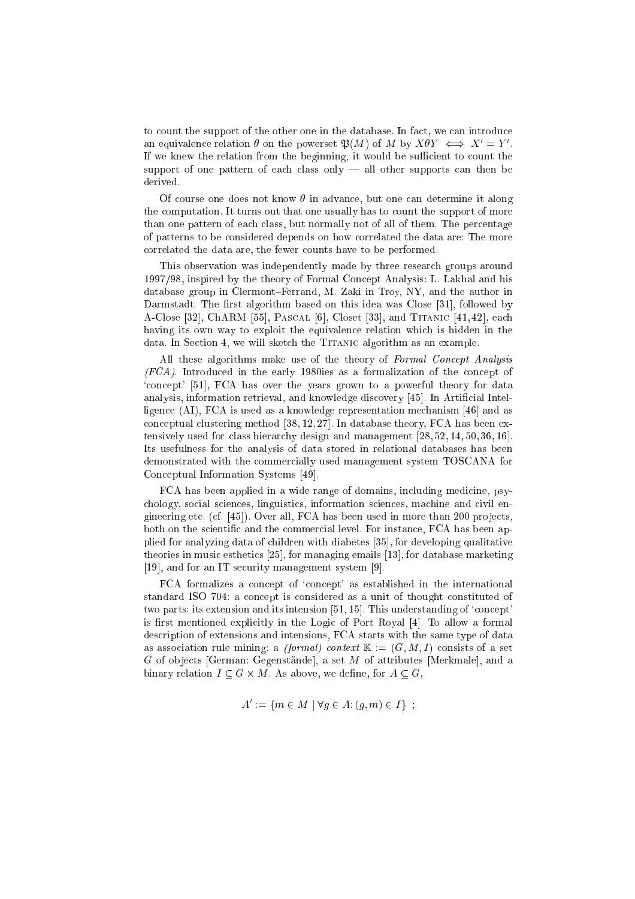to count the support of the other one in the database. In fact, we can introduce an equivalence relation $\theta$ on the powerset $\mathfrak{P}(M)$ of $M$ by $X \theta Y \iff X' = Y'$. If we knew the relation from the beginning, it would be sufficient to count the support of one pattern of each class only — all other supports can then be derived.

Of course one does not know $\theta$ in advance, but one can determine it along the computation. It turns out that one usually has to count the support of more than one pattern of each class, but normally not of all of them. The percentage of patterns to be considered depends on how correlated the data are: The more correlated the data are, the fewer counts have to be performed.

This observation was independently made by three research groups around 1997/98, inspired by the theory of Formal Concept Analysis: L. Lakhal and his database group in Clermont–Ferrand, M. Zaki in Troy, NY, and the author in Darmstadt. The first algorithm based on this idea was Close [31], followed by A-Close [32], ChARM [55], Pascal [6], Closet [33], and Titanic [41,42], each having its own way to exploit the equivalence relation which is hidden in the data. In Section 4, we will sketch the Titanic algorithm as an example.

All these algorithms make use of the theory of *Formal Concept Analysis (FCA)*. Introduced in the early 1980ies as a formalization of the concept of 'concept' [51], FCA has over the years grown to a powerful theory for data analysis, information retrieval, and knowledge discovery [45]. In Artificial Intelligence (AI), FCA is used as a knowledge representation mechanism [46] and as conceptual clustering method [38, 12, 27]. In database theory, FCA has been extensively used for class hierarchy design and management [28, 52, 14, 50, 36, 16]. Its usefulness for the analysis of data stored in relational databases has been demonstrated with the commercially used management system TOSCANA for Conceptual Information Systems [49].

FCA has been applied in a wide range of domains, including medicine, psychology, social sciences, linguistics, information sciences, machine and civil engineering etc. (cf. [45]). Over all, FCA has been used in more than 200 projects, both on the scientific and the commercial level. For instance, FCA has been applied for analyzing data of children with diabetes [35], for developing qualitative theories in music esthetics [25], for managing emails [13], for database marketing [19], and for an IT security management system [9].

FCA formalizes a concept of 'concept' as established in the international standard ISO 704: a concept is considered as a unit of thought constituted of two parts: its extension and its intension [51, 15]. This understanding of 'concept' is first mentioned explicitly in the Logic of Port Royal [4]. To allow a formal description of extensions and intensions, FCA starts with the same type of data as association rule mining: a *(formal) context* $\mathbb{K} := (G, M, I)$ consists of a set $G$ of objects [German: Gegenstände], a set $M$ of attributes [Merkmale], and a binary relation $I \subseteq G \times M$. As above, we define, for $A \subseteq G$,

$$A' := \{m \in M \mid \forall g \in A \colon (g, m) \in I\} \;;$$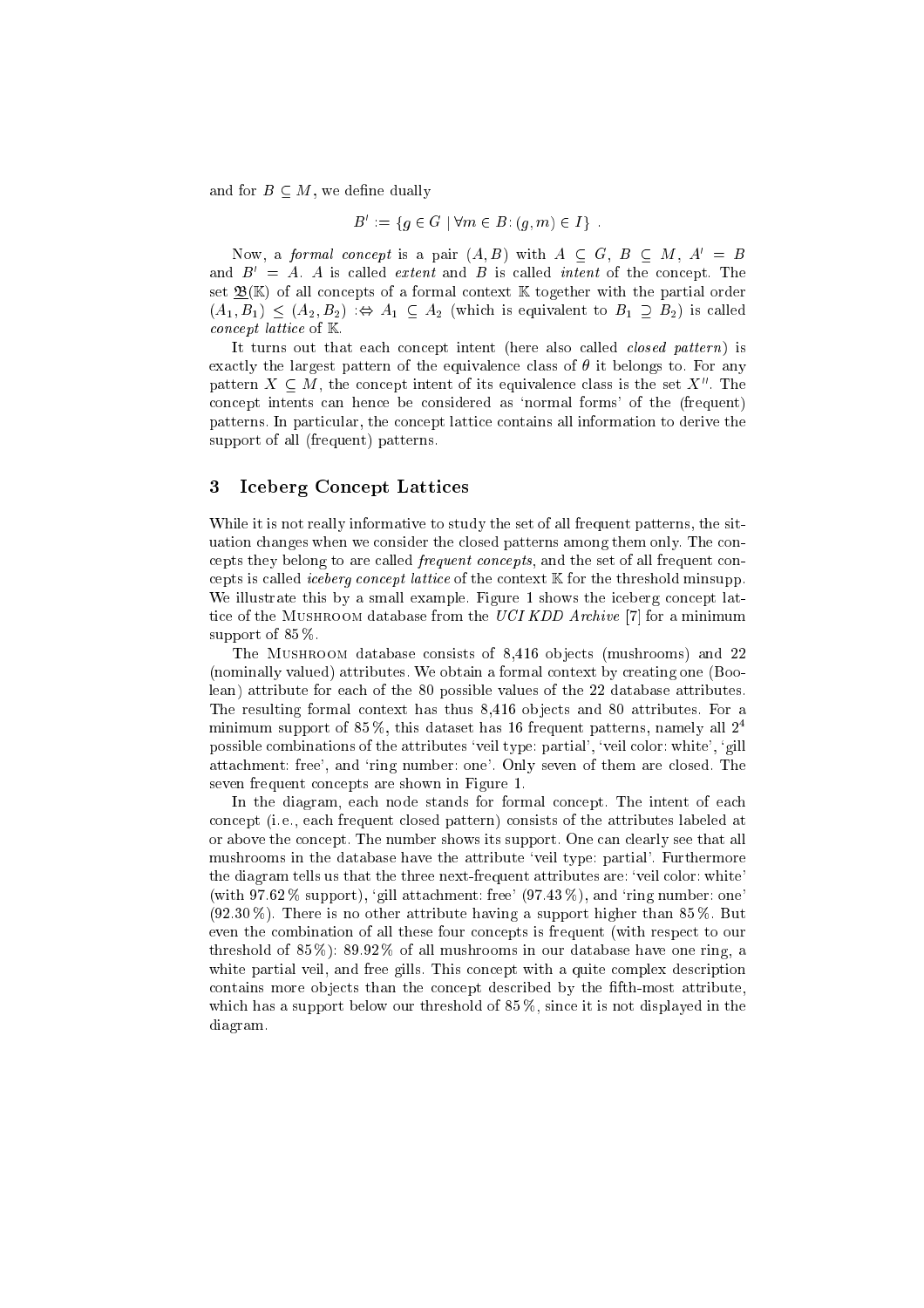and for $B \subseteq M$, we define dually

$$B' := \{g \in G \mid \forall m \in B \colon (g, m) \in I\} \enspace .$$

Now, a *formal concept* is a pair $(A, B)$ with $A \subseteq G$, $B \subseteq M$, $A' = B$ and $B' = A$. $A$ is called *extent* and $B$ is called *intent* of the concept. The set $\underline{\mathfrak{B}}(\mathbb{K})$ of all concepts of a formal context $\mathbb{K}$ together with the partial order $(A_1, B_1) \leq (A_2, B_2) :\Leftrightarrow A_1 \subseteq A_2$ (which is equivalent to $B_1 \supseteq B_2$) is called *concept lattice* of $\mathbb{K}$.

It turns out that each concept intent (here also called *closed pattern*) is exactly the largest pattern of the equivalence class of $\theta$ it belongs to. For any pattern $X \subseteq M$, the concept intent of its equivalence class is the set $X''$. The concept intents can hence be considered as 'normal forms' of the (frequent) patterns. In particular, the concept lattice contains all information to derive the support of all (frequent) patterns.

## 3 Iceberg Concept Lattices

While it is not really informative to study the set of all frequent patterns, the situation changes when we consider the closed patterns among them only. The concepts they belong to are called *frequent concepts*, and the set of all frequent concepts is called *iceberg concept lattice* of the context $\mathbb{K}$ for the threshold minsupp. We illustrate this by a small example. Figure 1 shows the iceberg concept lattice of the Mushroom database from the *UCI KDD Archive* [7] for a minimum support of 85 %.

The Mushroom database consists of 8,416 objects (mushrooms) and 22 (nominally valued) attributes. We obtain a formal context by creating one (Boolean) attribute for each of the 80 possible values of the 22 database attributes. The resulting formal context has thus 8,416 objects and 80 attributes. For a minimum support of 85 %, this dataset has 16 frequent patterns, namely all $2^4$ possible combinations of the attributes 'veil type: partial', 'veil color: white', 'gill attachment: free', and 'ring number: one'. Only seven of them are closed. The seven frequent concepts are shown in Figure 1.

In the diagram, each node stands for formal concept. The intent of each concept (i.e., each frequent closed pattern) consists of the attributes labeled at or above the concept. The number shows its support. One can clearly see that all mushrooms in the database have the attribute 'veil type: partial'. Furthermore the diagram tells us that the three next-frequent attributes are: 'veil color: white' (with 97.62 % support), 'gill attachment: free' (97.43 %), and 'ring number: one' (92.30 %). There is no other attribute having a support higher than 85 %. But even the combination of all these four concepts is frequent (with respect to our threshold of 85 %): 89.92 % of all mushrooms in our database have one ring, a white partial veil, and free gills. This concept with a quite complex description contains more objects than the concept described by the fifth-most attribute, which has a support below our threshold of 85 %, since it is not displayed in the diagram.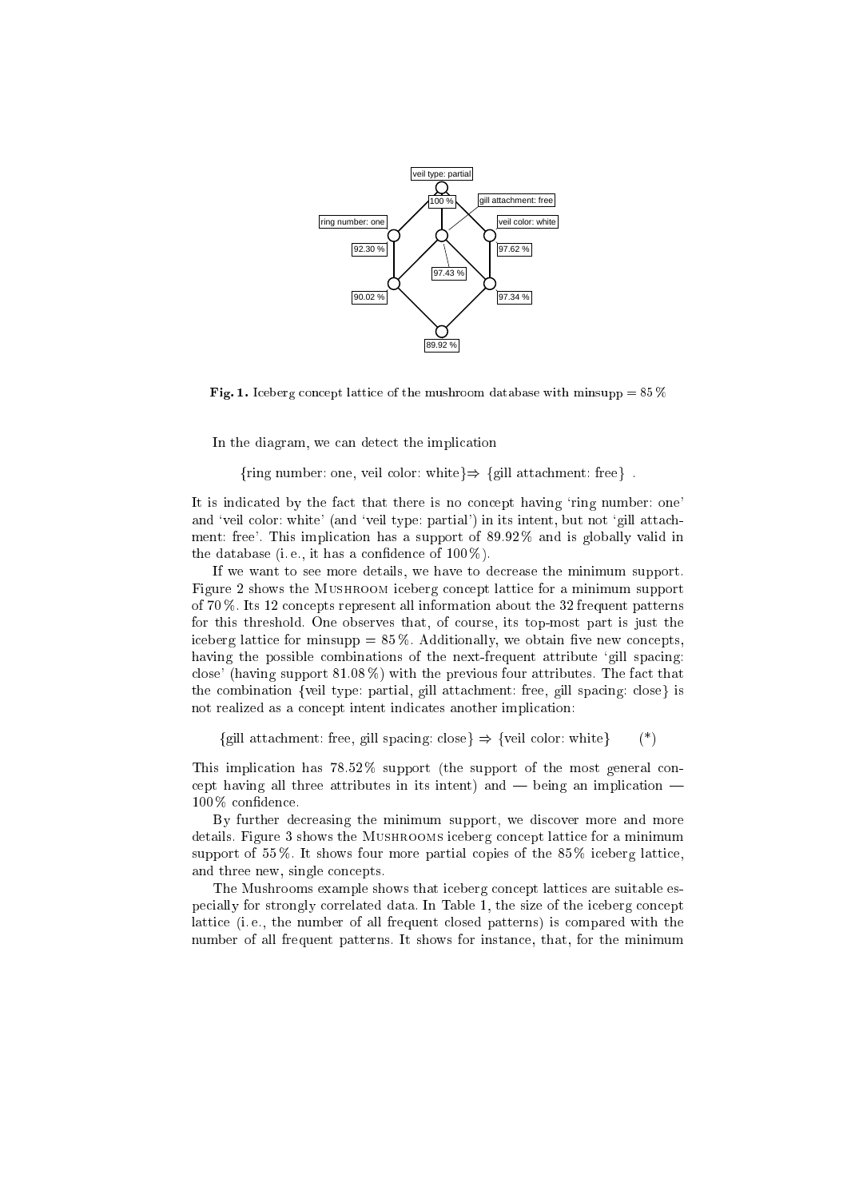**Fig. 1.** Iceberg concept lattice of the mushroom database with minsupp = 85 %

In the diagram, we can detect the implication

{ring number: one, veil color: white}⇒ {gill attachment: free} .

It is indicated by the fact that there is no concept having 'ring number: one' and 'veil color: white' (and 'veil type: partial') in its intent, but not 'gill attachment: free'. This implication has a support of 89.92 % and is globally valid in the database (i. e., it has a confidence of 100 %).

If we want to see more details, we have to decrease the minimum support. Figure 2 shows the MUSHROOM iceberg concept lattice for a minimum support of 70 %. Its 12 concepts represent all information about the 32 frequent patterns for this threshold. One observes that, of course, its top-most part is just the iceberg lattice for minsupp = 85 %. Additionally, we obtain five new concepts, having the possible combinations of the next-frequent attribute 'gill spacing: close' (having support 81.08 %) with the previous four attributes. The fact that the combination {veil type: partial, gill attachment: free, gill spacing: close} is not realized as a concept intent indicates another implication:

{gill attachment: free, gill spacing: close} ⇒ {veil color: white}   (*)

This implication has 78.52 % support (the support of the most general concept having all three attributes in its intent) and — being an implication — 100 % confidence.

By further decreasing the minimum support, we discover more and more details. Figure 3 shows the MUSHROOMS iceberg concept lattice for a minimum support of 55 %. It shows four more partial copies of the 85 % iceberg lattice, and three new, single concepts.

The Mushrooms example shows that iceberg concept lattices are suitable especially for strongly correlated data. In Table 1, the size of the iceberg concept lattice (i. e., the number of all frequent closed patterns) is compared with the number of all frequent patterns. It shows for instance, that, for the minimum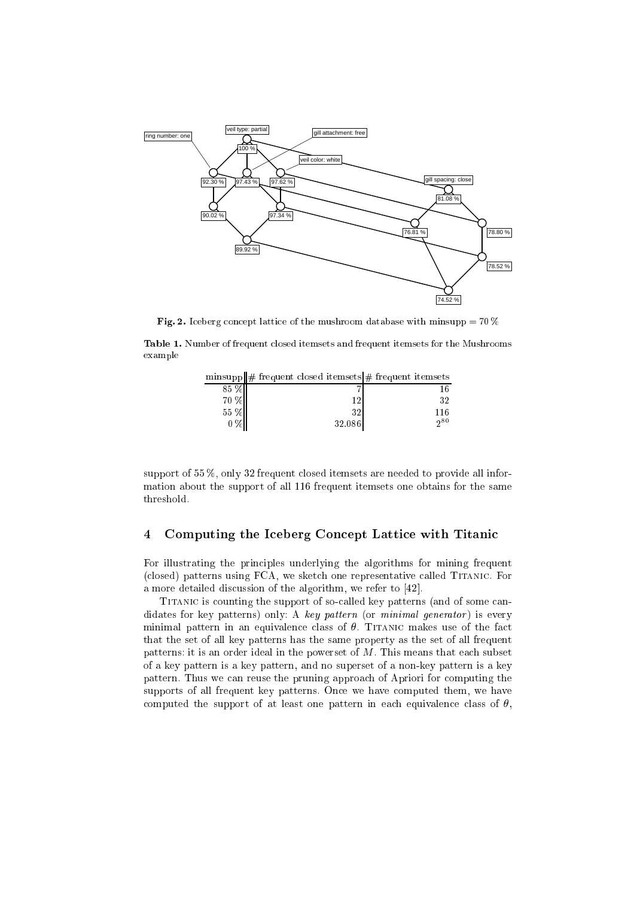**Fig. 2.** Iceberg concept lattice of the mushroom database with minsupp = 70 %

**Table 1.** Number of frequent closed itemsets and frequent itemsets for the Mushrooms example

| minsupp | # frequent closed itemsets | # frequent itemsets |
|---|---|---|
| 85 % | 7 | 16 |
| 70 % | 12 | 32 |
| 55 % | 32 | 116 |
| 0 % | 32.086 | $2^{80}$ |

support of 55 %, only 32 frequent closed itemsets are needed to provide all information about the support of all 116 frequent itemsets one obtains for the same threshold.

## 4 Computing the Iceberg Concept Lattice with Titanic

For illustrating the principles underlying the algorithms for mining frequent (closed) patterns using FCA, we sketch one representative called Titanic. For a more detailed discussion of the algorithm, we refer to [42].

Titanic is counting the support of so-called key patterns (and of some candidates for key patterns) only: A *key pattern* (or *minimal generator*) is every minimal pattern in an equivalence class of $\theta$. Titanic makes use of the fact that the set of all key patterns has the same property as the set of all frequent patterns: it is an order ideal in the powerset of $M$. This means that each subset of a key pattern is a key pattern, and no superset of a non-key pattern is a key pattern. Thus we can reuse the pruning approach of Apriori for computing the supports of all frequent key patterns. Once we have computed them, we have computed the support of at least one pattern in each equivalence class of $\theta$,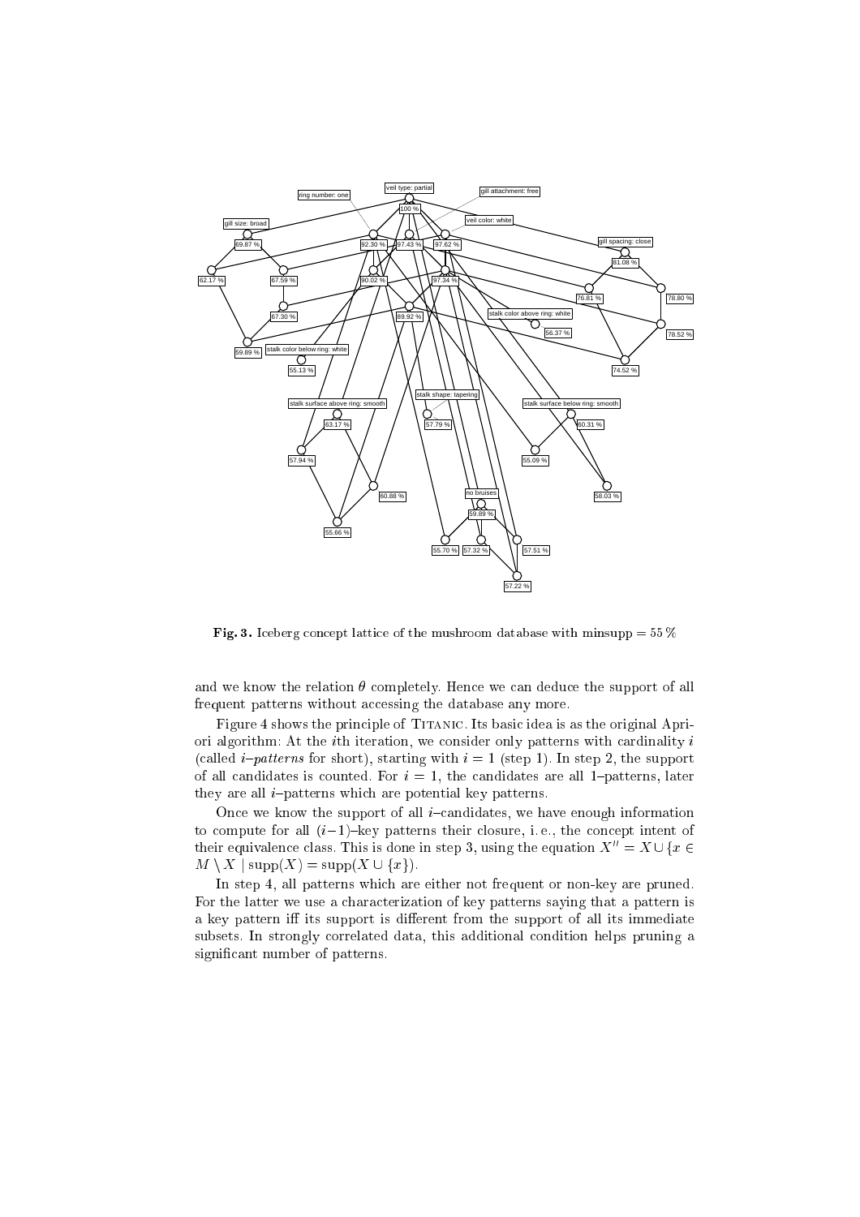**Fig. 3.** Iceberg concept lattice of the mushroom database with minsupp = 55 %

and we know the relation $\theta$ completely. Hence we can deduce the support of all frequent patterns without accessing the database any more.

Figure 4 shows the principle of TITANIC. Its basic idea is as the original Apriori algorithm: At the $i$th iteration, we consider only patterns with cardinality $i$ (called *$i$–patterns* for short), starting with $i = 1$ (step 1). In step 2, the support of all candidates is counted. For $i = 1$, the candidates are all 1–patterns, later they are all $i$–patterns which are potential key patterns.

Once we know the support of all $i$–candidates, we have enough information to compute for all $(i-1)$–key patterns their closure, i. e., the concept intent of their equivalence class. This is done in step 3, using the equation $X'' = X \cup \{x \in M \setminus X \mid \text{supp}(X) = \text{supp}(X \cup \{x\})$.

In step 4, all patterns which are either not frequent or non-key are pruned. For the latter we use a characterization of key patterns saying that a pattern is a key pattern iff its support is different from the support of all its immediate subsets. In strongly correlated data, this additional condition helps pruning a significant number of patterns.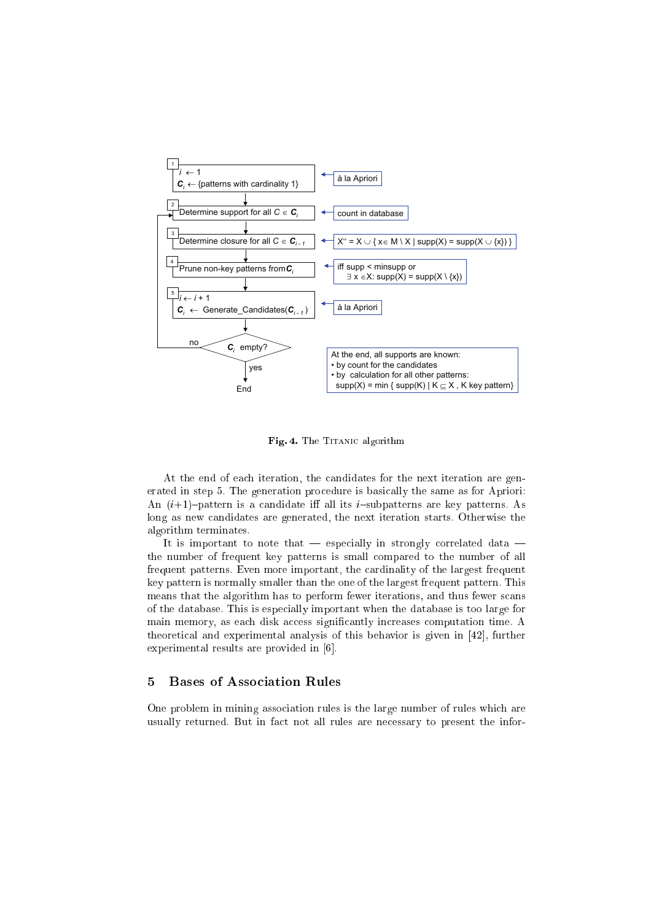**Fig. 4.** The TITANIC algorithm

At the end of each iteration, the candidates for the next iteration are generated in step 5. The generation procedure is basically the same as for Apriori: An $(i+1)$–pattern is a candidate iff all its $i$–subpatterns are key patterns. As long as new candidates are generated, the next iteration starts. Otherwise the algorithm terminates.

It is important to note that — especially in strongly correlated data — the number of frequent key patterns is small compared to the number of all frequent patterns. Even more important, the cardinality of the largest frequent key pattern is normally smaller than the one of the largest frequent pattern. This means that the algorithm has to perform fewer iterations, and thus fewer scans of the database. This is especially important when the database is too large for main memory, as each disk access significantly increases computation time. A theoretical and experimental analysis of this behavior is given in [42], further experimental results are provided in [6].

## 5 Bases of Association Rules

One problem in mining association rules is the large number of rules which are usually returned. But in fact not all rules are necessary to present the infor-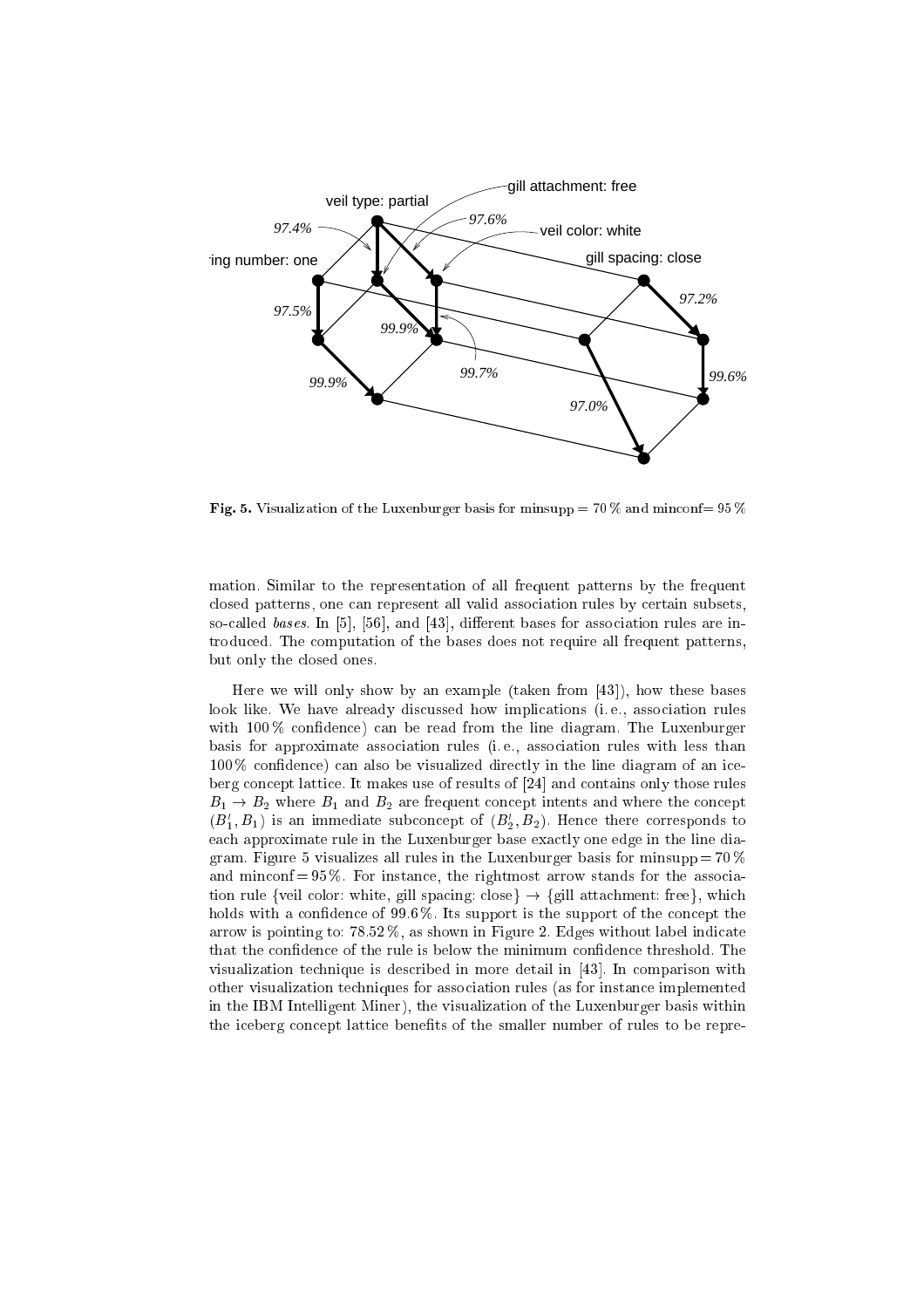**Fig. 5.** Visualization of the Luxenburger basis for minsupp = 70 % and minconf= 95 %

mation. Similar to the representation of all frequent patterns by the frequent closed patterns, one can represent all valid association rules by certain subsets, so-called *bases*. In [5], [56], and [43], different bases for association rules are introduced. The computation of the bases does not require all frequent patterns, but only the closed ones.

Here we will only show by an example (taken from [43]), how these bases look like. We have already discussed how implications (i. e., association rules with 100 % confidence) can be read from the line diagram. The Luxenburger basis for approximate association rules (i. e., association rules with less than 100 % confidence) can also be visualized directly in the line diagram of an iceberg concept lattice. It makes use of results of [24] and contains only those rules $B_1 \rightarrow B_2$ where $B_1$ and $B_2$ are frequent concept intents and where the concept $(B_1', B_1)$ is an immediate subconcept of $(B_2', B_2)$. Hence there corresponds to each approximate rule in the Luxenburger base exactly one edge in the line diagram. Figure 5 visualizes all rules in the Luxenburger basis for minsupp = 70 % and minconf = 95 %. For instance, the rightmost arrow stands for the association rule {veil color: white, gill spacing: close} → {gill attachment: free}, which holds with a confidence of 99.6 %. Its support is the support of the concept the arrow is pointing to: 78.52 %, as shown in Figure 2. Edges without label indicate that the confidence of the rule is below the minimum confidence threshold. The visualization technique is described in more detail in [43]. In comparison with other visualization techniques for association rules (as for instance implemented in the IBM Intelligent Miner), the visualization of the Luxenburger basis within the iceberg concept lattice benefits of the smaller number of rules to be repre-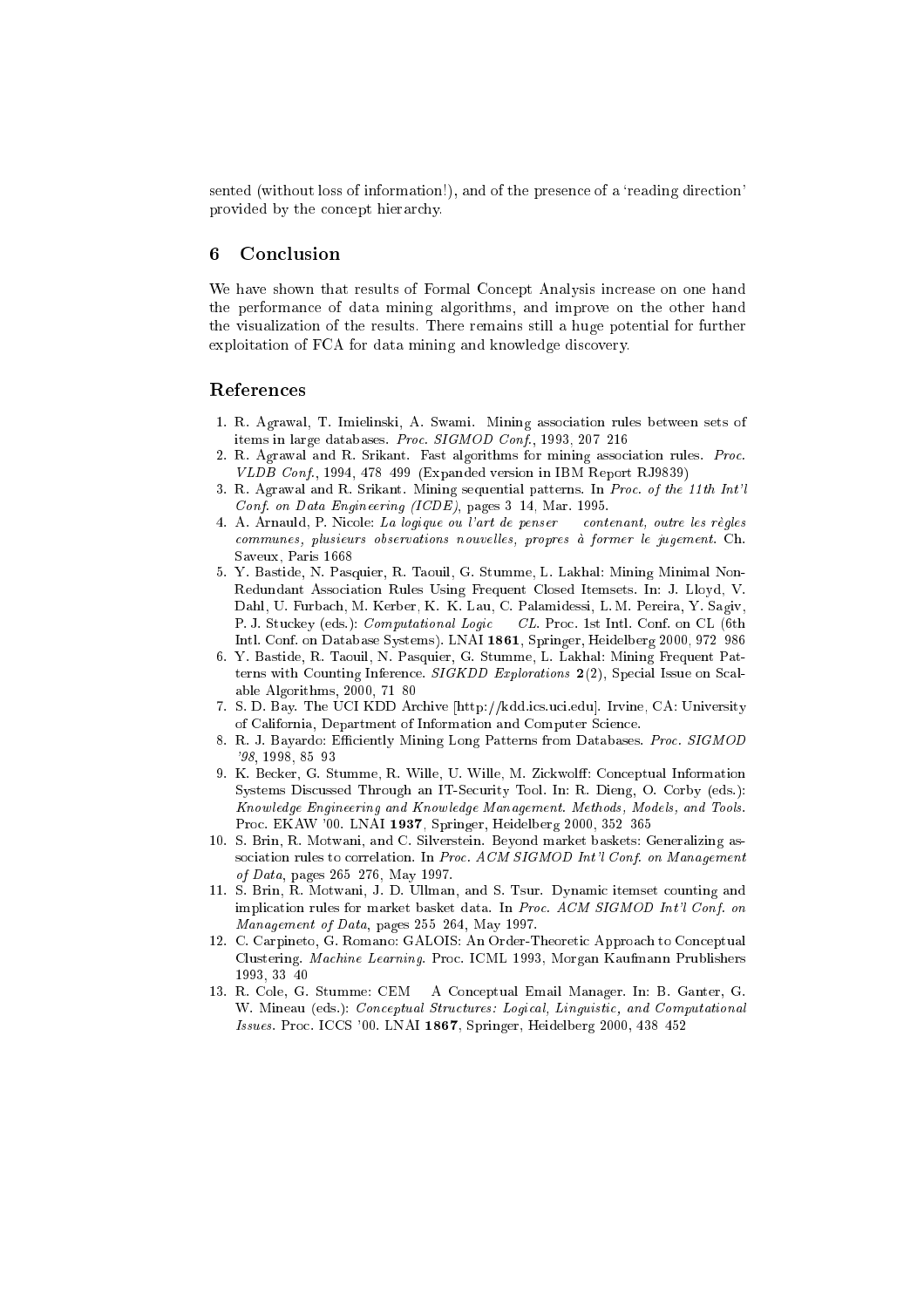sented (without loss of information!), and of the presence of a 'reading direction' provided by the concept hierarchy.

## 6 Conclusion

We have shown that results of Formal Concept Analysis increase on one hand the performance of data mining algorithms, and improve on the other hand the visualization of the results. There remains still a huge potential for further exploitation of FCA for data mining and knowledge discovery.

## References

1. R. Agrawal, T. Imielinski, A. Swami. Mining association rules between sets of items in large databases. *Proc. SIGMOD Conf.*, 1993, 207 216
2. R. Agrawal and R. Srikant. Fast algorithms for mining association rules. *Proc. VLDB Conf.*, 1994, 478 499 (Expanded version in IBM Report RJ9839)
3. R. Agrawal and R. Srikant. Mining sequential patterns. In *Proc. of the 11th Int'l Conf. on Data Engineering (ICDE)*, pages 3 14, Mar. 1995.
4. A. Arnauld, P. Nicole: *La logique ou l'art de penser contenant, outre les règles communes, plusieurs observations nouvelles, propres à former le jugement*. Ch. Saveux, Paris 1668
5. Y. Bastide, N. Pasquier, R. Taouil, G. Stumme, L. Lakhal: Mining Minimal Non-Redundant Association Rules Using Frequent Closed Itemsets. In: J. Lloyd, V. Dahl, U. Furbach, M. Kerber, K. K. Lau, C. Palamidessi, L. M. Pereira, Y. Sagiv, P. J. Stuckey (eds.): *Computational Logic CL*. Proc. 1st Intl. Conf. on CL (6th Intl. Conf. on Database Systems). LNAI **1861**, Springer, Heidelberg 2000, 972 986
6. Y. Bastide, R. Taouil, N. Pasquier, G. Stumme, L. Lakhal: Mining Frequent Patterns with Counting Inference. *SIGKDD Explorations* **2**(2), Special Issue on Scalable Algorithms, 2000, 71 80
7. S. D. Bay. The UCI KDD Archive [http://kdd.ics.uci.edu]. Irvine, CA: University of California, Department of Information and Computer Science.
8. R. J. Bayardo: Efficiently Mining Long Patterns from Databases. *Proc. SIGMOD '98*, 1998, 85 93
9. K. Becker, G. Stumme, R. Wille, U. Wille, M. Zickwolff: Conceptual Information Systems Discussed Through an IT-Security Tool. In: R. Dieng, O. Corby (eds.): *Knowledge Engineering and Knowledge Management. Methods, Models, and Tools*. Proc. EKAW '00. LNAI **1937**, Springer, Heidelberg 2000, 352 365
10. S. Brin, R. Motwani, and C. Silverstein. Beyond market baskets: Generalizing association rules to correlation. In *Proc. ACM SIGMOD Int'l Conf. on Management of Data*, pages 265 276, May 1997.
11. S. Brin, R. Motwani, J. D. Ullman, and S. Tsur. Dynamic itemset counting and implication rules for market basket data. In *Proc. ACM SIGMOD Int'l Conf. on Management of Data*, pages 255 264, May 1997.
12. C. Carpineto, G. Romano: GALOIS: An Order-Theoretic Approach to Conceptual Clustering. *Machine Learning*. Proc. ICML 1993, Morgan Kaufmann Prublishers 1993, 33 40
13. R. Cole, G. Stumme: CEM A Conceptual Email Manager. In: B. Ganter, G. W. Mineau (eds.): *Conceptual Structures: Logical, Linguistic, and Computational Issues*. Proc. ICCS '00. LNAI **1867**, Springer, Heidelberg 2000, 438 452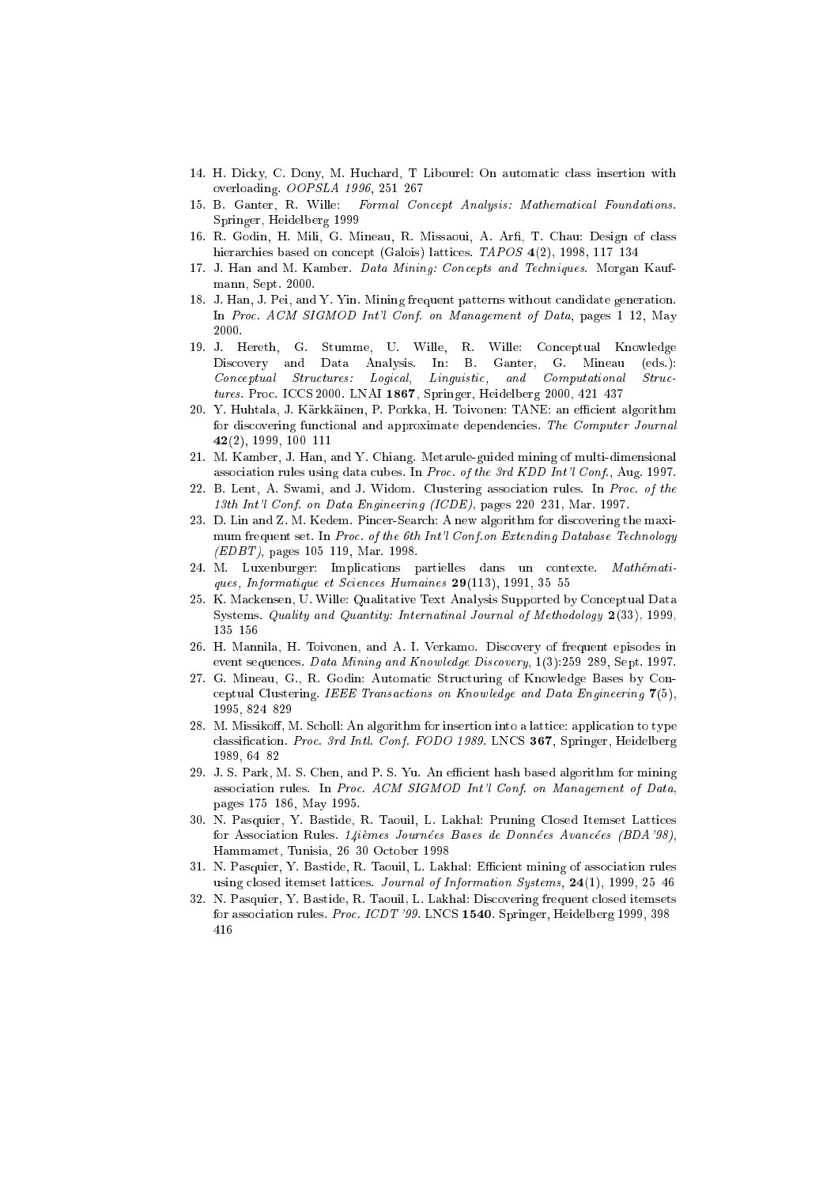14. H. Dicky, C. Dony, M. Huchard, T Libourel: On automatic class insertion with overloading. *OOPSLA 1996*, 251 267
15. B. Ganter, R. Wille: *Formal Concept Analysis: Mathematical Foundations*. Springer, Heidelberg 1999
16. R. Godin, H. Mili, G. Mineau, R. Missaoui, A. Arfi, T. Chau: Design of class hierarchies based on concept (Galois) lattices. *TAPOS* **4**(2), 1998, 117 134
17. J. Han and M. Kamber. *Data Mining: Concepts and Techniques*. Morgan Kaufmann, Sept. 2000.
18. J. Han, J. Pei, and Y. Yin. Mining frequent patterns without candidate generation. In *Proc. ACM SIGMOD Int'l Conf. on Management of Data*, pages 1 12, May 2000.
19. J. Hereth, G. Stumme, U. Wille, R. Wille: Conceptual Knowledge Discovery and Data Analysis. In: B. Ganter, G. Mineau (eds.): *Conceptual Structures: Logical, Linguistic, and Computational Structures*. Proc. ICCS 2000. LNAI **1867**, Springer, Heidelberg 2000, 421 437
20. Y. Huhtala, J. Kärkkäinen, P. Porkka, H. Toivonen: TANE: an efficient algorithm for discovering functional and approximate dependencies. *The Computer Journal* **42**(2), 1999, 100 111
21. M. Kamber, J. Han, and Y. Chiang. Metarule-guided mining of multi-dimensional association rules using data cubes. In *Proc. of the 3rd KDD Int'l Conf.*, Aug. 1997.
22. B. Lent, A. Swami, and J. Widom. Clustering association rules. In *Proc. of the 13th Int'l Conf. on Data Engineering (ICDE)*, pages 220 231, Mar. 1997.
23. D. Lin and Z. M. Kedem. Pincer-Search: A new algorithm for discovering the maximum frequent set. In *Proc. of the 6th Int'l Conf.on Extending Database Technology (EDBT)*, pages 105 119, Mar. 1998.
24. M. Luxenburger: Implications partielles dans un contexte. *Mathématiques, Informatique et Sciences Humaines* **29**(113), 1991, 35 55
25. K. Mackensen, U. Wille: Qualitative Text Analysis Supported by Conceptual Data Systems. *Quality and Quantity: Internatinal Journal of Methodology* **2**(33), 1999, 135 156
26. H. Mannila, H. Toivonen, and A. I. Verkamo. Discovery of frequent episodes in event sequences. *Data Mining and Knowledge Discovery*, 1(3):259 289, Sept. 1997.
27. G. Mineau, G., R. Godin: Automatic Structuring of Knowledge Bases by Conceptual Clustering. *IEEE Transactions on Knowledge and Data Engineering* **7**(5), 1995, 824 829
28. M. Missikoff, M. Scholl: An algorithm for insertion into a lattice: application to type classification. *Proc. 3rd Intl. Conf. FODO 1989*. LNCS **367**, Springer, Heidelberg 1989, 64 82
29. J. S. Park, M. S. Chen, and P. S. Yu. An efficient hash based algorithm for mining association rules. In *Proc. ACM SIGMOD Int'l Conf. on Management of Data*, pages 175 186, May 1995.
30. N. Pasquier, Y. Bastide, R. Taouil, L. Lakhal: Pruning Closed Itemset Lattices for Association Rules. *14ièmes Journées Bases de Données Avancées (BDA'98)*, Hammamet, Tunisia, 26 30 October 1998
31. N. Pasquier, Y. Bastide, R. Taouil, L. Lakhal: Efficient mining of association rules using closed itemset lattices. *Journal of Information Systems*, **24**(1), 1999, 25 46
32. N. Pasquier, Y. Bastide, R. Taouil, L. Lakhal: Discovering frequent closed itemsets for association rules. *Proc. ICDT '99*. LNCS **1540**. Springer, Heidelberg 1999, 398 416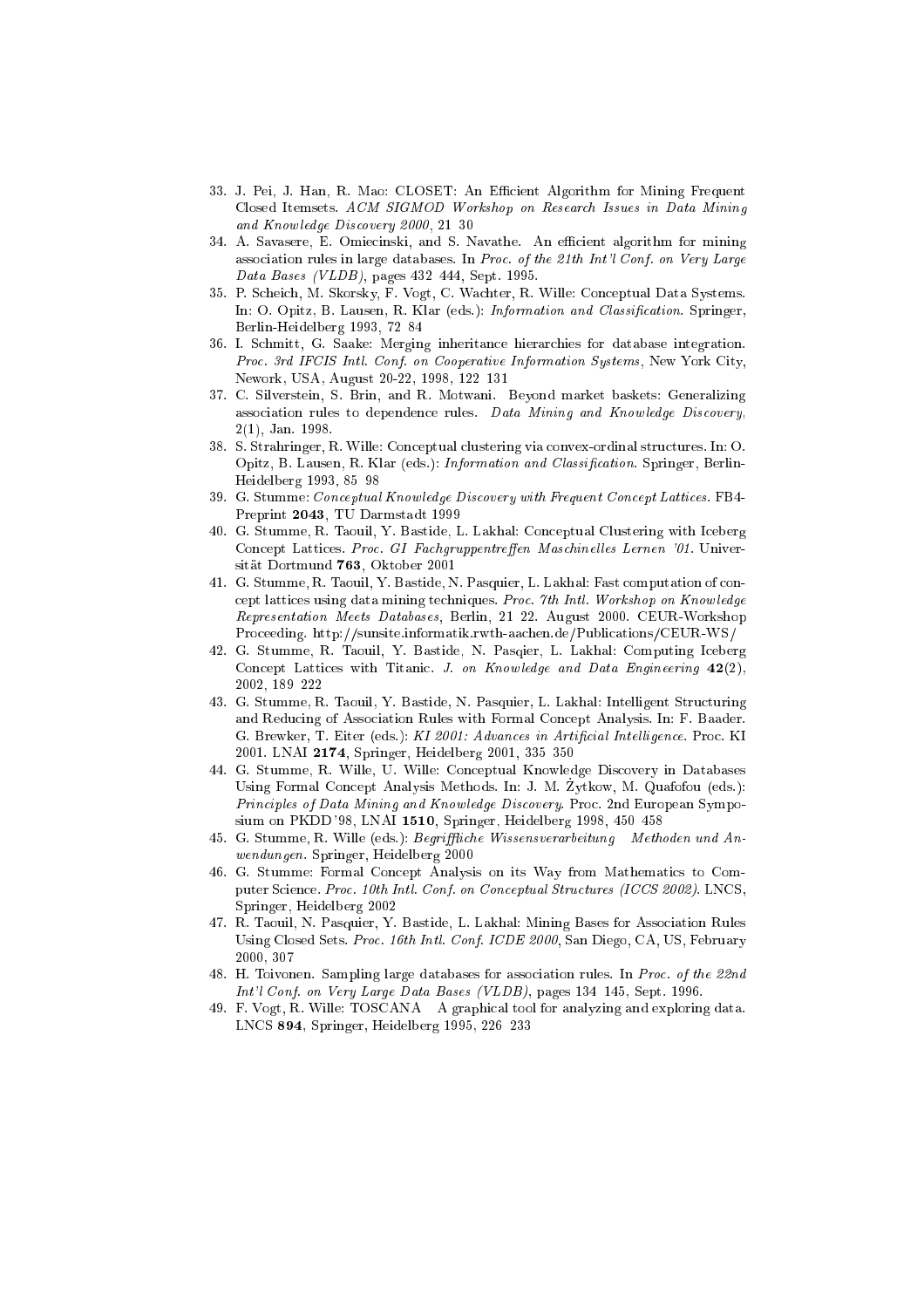33. J. Pei, J. Han, R. Mao: CLOSET: An Efficient Algorithm for Mining Frequent Closed Itemsets. *ACM SIGMOD Workshop on Research Issues in Data Mining and Knowledge Discovery 2000*, 21 30
34. A. Savasere, E. Omiecinski, and S. Navathe. An efficient algorithm for mining association rules in large databases. In *Proc. of the 21th Int'l Conf. on Very Large Data Bases (VLDB)*, pages 432 444, Sept. 1995.
35. P. Scheich, M. Skorsky, F. Vogt, C. Wachter, R. Wille: Conceptual Data Systems. In: O. Opitz, B. Lausen, R. Klar (eds.): *Information and Classification*. Springer, Berlin-Heidelberg 1993, 72 84
36. I. Schmitt, G. Saake: Merging inheritance hierarchies for database integration. *Proc. 3rd IFCIS Intl. Conf. on Cooperative Information Systems*, New York City, Nework, USA, August 20-22, 1998, 122 131
37. C. Silverstein, S. Brin, and R. Motwani. Beyond market baskets: Generalizing association rules to dependence rules. *Data Mining and Knowledge Discovery*, 2(1), Jan. 1998.
38. S. Strahringer, R. Wille: Conceptual clustering via convex-ordinal structures. In: O. Opitz, B. Lausen, R. Klar (eds.): *Information and Classification*. Springer, Berlin-Heidelberg 1993, 85 98
39. G. Stumme: *Conceptual Knowledge Discovery with Frequent Concept Lattices*. FB4-Preprint **2043**, TU Darmstadt 1999
40. G. Stumme, R. Taouil, Y. Bastide, L. Lakhal: Conceptual Clustering with Iceberg Concept Lattices. *Proc. GI Fachgruppentreffen Maschinelles Lernen '01*. Universität Dortmund **763**, Oktober 2001
41. G. Stumme, R. Taouil, Y. Bastide, N. Pasquier, L. Lakhal: Fast computation of concept lattices using data mining techniques. *Proc. 7th Intl. Workshop on Knowledge Representation Meets Databases*, Berlin, 21 22. August 2000. CEUR-Workshop Proceeding. http://sunsite.informatik.rwth-aachen.de/Publications/CEUR-WS/
42. G. Stumme, R. Taouil, Y. Bastide, N. Pasqier, L. Lakhal: Computing Iceberg Concept Lattices with Titanic. *J. on Knowledge and Data Engineering* **42**(2), 2002, 189 222
43. G. Stumme, R. Taouil, Y. Bastide, N. Pasquier, L. Lakhal: Intelligent Structuring and Reducing of Association Rules with Formal Concept Analysis. In: F. Baader. G. Brewker, T. Eiter (eds.): *KI 2001: Advances in Artificial Intelligence*. Proc. KI 2001. LNAI **2174**, Springer, Heidelberg 2001, 335 350
44. G. Stumme, R. Wille, U. Wille: Conceptual Knowledge Discovery in Databases Using Formal Concept Analysis Methods. In: J. M. Żytkow, M. Quafofou (eds.): *Principles of Data Mining and Knowledge Discovery*. Proc. 2nd European Symposium on PKDD'98, LNAI **1510**, Springer, Heidelberg 1998, 450 458
45. G. Stumme, R. Wille (eds.): *Begriffliche Wissensverarbeitung Methoden und Anwendungen*. Springer, Heidelberg 2000
46. G. Stumme: Formal Concept Analysis on its Way from Mathematics to Computer Science. *Proc. 10th Intl. Conf. on Conceptual Structures (ICCS 2002)*. LNCS, Springer, Heidelberg 2002
47. R. Taouil, N. Pasquier, Y. Bastide, L. Lakhal: Mining Bases for Association Rules Using Closed Sets. *Proc. 16th Intl. Conf. ICDE 2000*, San Diego, CA, US, February 2000, 307
48. H. Toivonen. Sampling large databases for association rules. In *Proc. of the 22nd Int'l Conf. on Very Large Data Bases (VLDB)*, pages 134 145, Sept. 1996.
49. F. Vogt, R. Wille: TOSCANA A graphical tool for analyzing and exploring data. LNCS **894**, Springer, Heidelberg 1995, 226 233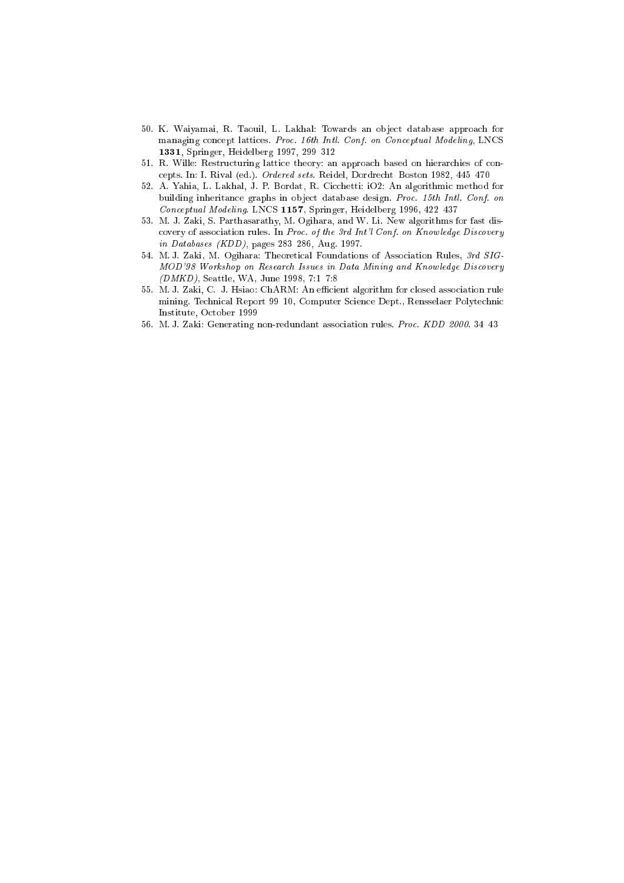50. K. Waiyamai, R. Taouil, L. Lakhal: Towards an object database approach for managing concept lattices. *Proc. 16th Intl. Conf. on Conceptual Modeling*, LNCS **1331**, Springer, Heidelberg 1997, 299 312
51. R. Wille: Restructuring lattice theory: an approach based on hierarchies of concepts. In: I. Rival (ed.). *Ordered sets*. Reidel, Dordrecht Boston 1982, 445 470
52. A. Yahia, L. Lakhal, J. P. Bordat, R. Cicchetti: iO2: An algorithmic method for building inheritance graphs in object database design. *Proc. 15th Intl. Conf. on Conceptual Modeling*. LNCS **1157**, Springer, Heidelberg 1996, 422 437
53. M. J. Zaki, S. Parthasarathy, M. Ogihara, and W. Li. New algorithms for fast discovery of association rules. In *Proc. of the 3rd Int'l Conf. on Knowledge Discovery in Databases (KDD)*, pages 283 286, Aug. 1997.
54. M. J. Zaki, M. Ogihara: Theoretical Foundations of Association Rules, *3rd SIGMOD'98 Workshop on Research Issues in Data Mining and Knowledge Discovery (DMKD)*, Seattle, WA, June 1998, 7:1 7:8
55. M. J. Zaki, C. J. Hsiao: ChARM: An efficient algorithm for closed association rule mining. Technical Report 99 10, Computer Science Dept., Rensselaer Polytechnic Institute, October 1999
56. M. J. Zaki: Generating non-redundant association rules. *Proc. KDD 2000*. 34 43